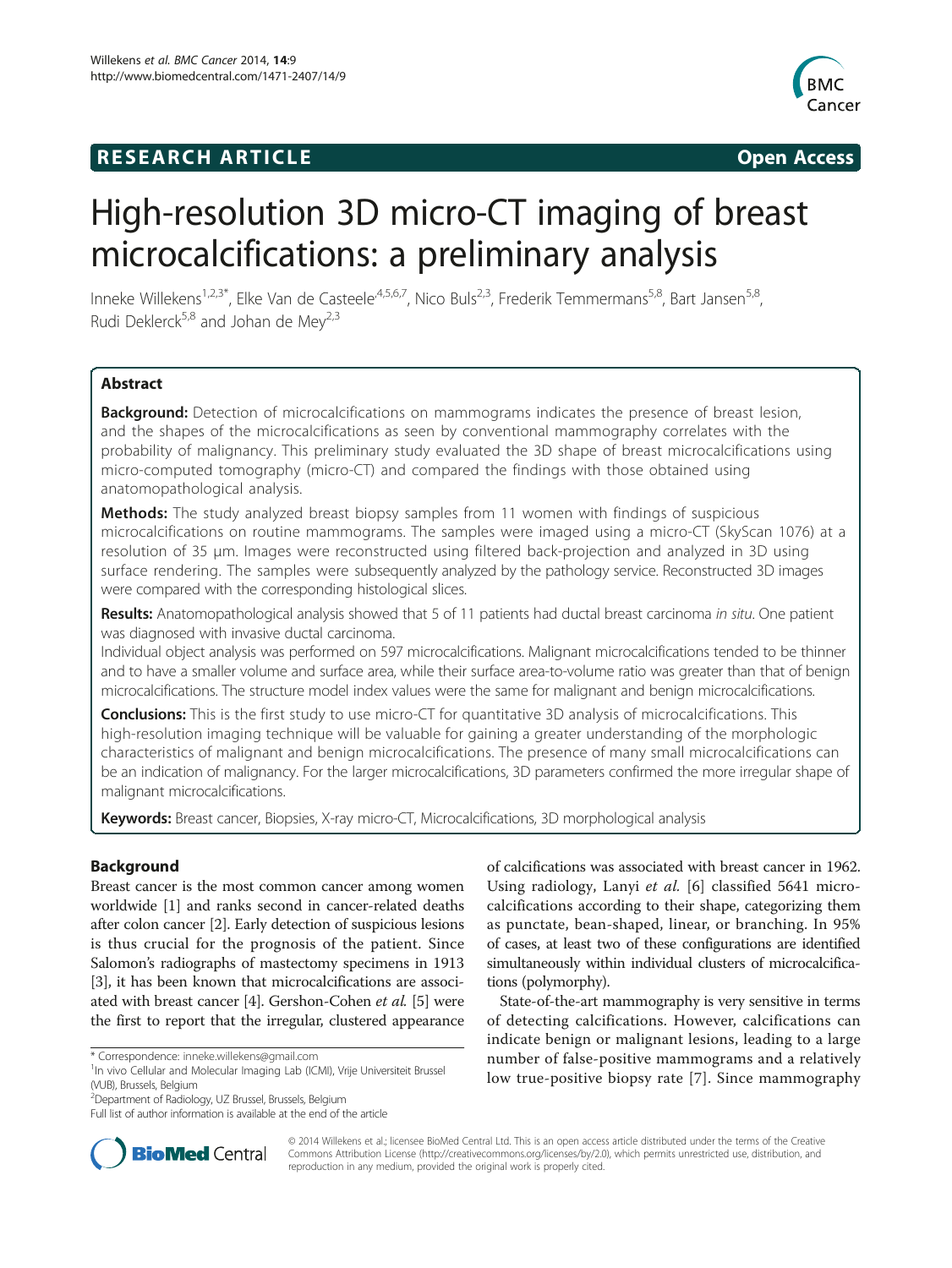# RESEARCH ARTICLE

Open Access

# High-resolution 3D micro-CT imaging of breast microcalcifications: a preliminary analysis

Inneke Willekens[1,2,3*], Elke Van de Casteele[4,5,6,7], Nico Buls[2,3], Frederik Temmermans[5,8], Bart Jansen[5,8], Rudi Deklerck[5,8] and Johan de Mey[2,3]

## Abstract

**Background:** Detection of microcalcifications on mammograms indicates the presence of breast lesion, and the shapes of the microcalcifications as seen by conventional mammography correlates with the probability of malignancy. This preliminary study evaluated the 3D shape of breast microcalcifications using micro-computed tomography (micro-CT) and compared the findings with those obtained using anatomopathological analysis.

**Methods:** The study analyzed breast biopsy samples from 11 women with findings of suspicious microcalcifications on routine mammograms. The samples were imaged using a micro-CT (SkyScan 1076) at a resolution of 35 μm. Images were reconstructed using filtered back-projection and analyzed in 3D using surface rendering. The samples were subsequently analyzed by the pathology service. Reconstructed 3D images were compared with the corresponding histological slices.

**Results:** Anatomopathological analysis showed that 5 of 11 patients had ductal breast carcinoma *in situ*. One patient was diagnosed with invasive ductal carcinoma.

Individual object analysis was performed on 597 microcalcifications. Malignant microcalcifications tended to be thinner and to have a smaller volume and surface area, while their surface area-to-volume ratio was greater than that of benign microcalcifications. The structure model index values were the same for malignant and benign microcalcifications.

**Conclusions:** This is the first study to use micro-CT for quantitative 3D analysis of microcalcifications. This high-resolution imaging technique will be valuable for gaining a greater understanding of the morphologic characteristics of malignant and benign microcalcifications. The presence of many small microcalcifications can be an indication of malignancy. For the larger microcalcifications, 3D parameters confirmed the more irregular shape of malignant microcalcifications.

**Keywords:** Breast cancer, Biopsies, X-ray micro-CT, Microcalcifications, 3D morphological analysis

## Background

Breast cancer is the most common cancer among women worldwide [1] and ranks second in cancer-related deaths after colon cancer [2]. Early detection of suspicious lesions is thus crucial for the prognosis of the patient. Since Salomon's radiographs of mastectomy specimens in 1913 [3], it has been known that microcalcifications are associated with breast cancer [4]. Gershon-Cohen *et al.* [5] were the first to report that the irregular, clustered appearance of calcifications was associated with breast cancer in 1962. Using radiology, Lanyi *et al.* [6] classified 5641 microcalcifications according to their shape, categorizing them as punctate, bean-shaped, linear, or branching. In 95% of cases, at least two of these configurations are identified simultaneously within individual clusters of microcalcifications (polymorphy).

State-of-the-art mammography is very sensitive in terms of detecting calcifications. However, calcifications can indicate benign or malignant lesions, leading to a large number of false-positive mammograms and a relatively low true-positive biopsy rate [7]. Since mammography

\* Correspondence: inneke.willekens@gmail.com

[1]In vivo Cellular and Molecular Imaging Lab (ICMI), Vrije Universiteit Brussel (VUB), Brussels, Belgium

[2]Department of Radiology, UZ Brussel, Brussels, Belgium

Full list of author information is available at the end of the article

© 2014 Willekens et al.; licensee BioMed Central Ltd. This is an open access article distributed under the terms of the Creative Commons Attribution License (http://creativecommons.org/licenses/by/2.0), which permits unrestricted use, distribution, and reproduction in any medium, provided the original work is properly cited.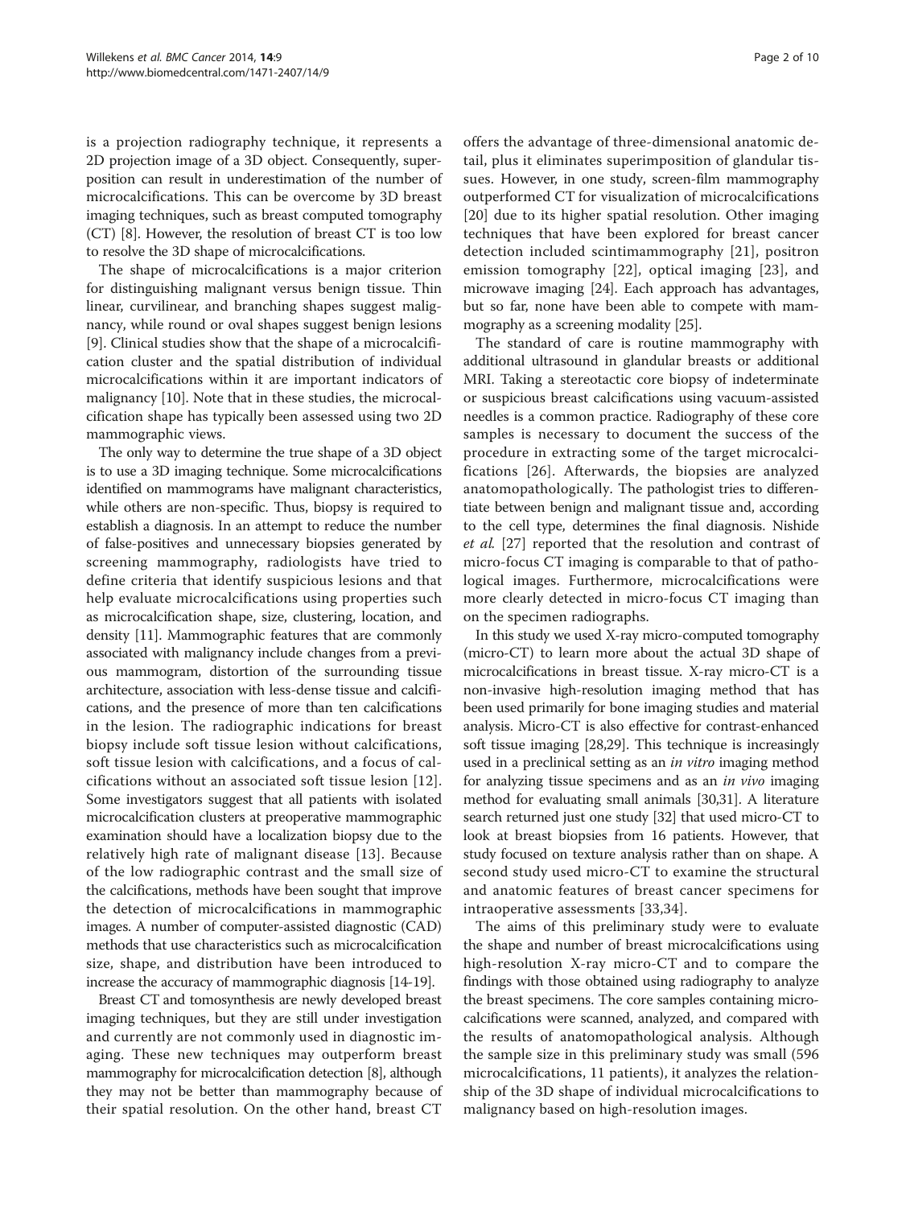is a projection radiography technique, it represents a 2D projection image of a 3D object. Consequently, superposition can result in underestimation of the number of microcalcifications. This can be overcome by 3D breast imaging techniques, such as breast computed tomography (CT) [8]. However, the resolution of breast CT is too low to resolve the 3D shape of microcalcifications.

The shape of microcalcifications is a major criterion for distinguishing malignant versus benign tissue. Thin linear, curvilinear, and branching shapes suggest malignancy, while round or oval shapes suggest benign lesions [9]. Clinical studies show that the shape of a microcalcification cluster and the spatial distribution of individual microcalcifications within it are important indicators of malignancy [10]. Note that in these studies, the microcalcification shape has typically been assessed using two 2D mammographic views.

The only way to determine the true shape of a 3D object is to use a 3D imaging technique. Some microcalcifications identified on mammograms have malignant characteristics, while others are non-specific. Thus, biopsy is required to establish a diagnosis. In an attempt to reduce the number of false-positives and unnecessary biopsies generated by screening mammography, radiologists have tried to define criteria that identify suspicious lesions and that help evaluate microcalcifications using properties such as microcalcification shape, size, clustering, location, and density [11]. Mammographic features that are commonly associated with malignancy include changes from a previous mammogram, distortion of the surrounding tissue architecture, association with less-dense tissue and calcifications, and the presence of more than ten calcifications in the lesion. The radiographic indications for breast biopsy include soft tissue lesion without calcifications, soft tissue lesion with calcifications, and a focus of calcifications without an associated soft tissue lesion [12]. Some investigators suggest that all patients with isolated microcalcification clusters at preoperative mammographic examination should have a localization biopsy due to the relatively high rate of malignant disease [13]. Because of the low radiographic contrast and the small size of the calcifications, methods have been sought that improve the detection of microcalcifications in mammographic images. A number of computer-assisted diagnostic (CAD) methods that use characteristics such as microcalcification size, shape, and distribution have been introduced to increase the accuracy of mammographic diagnosis [14-19].

Breast CT and tomosynthesis are newly developed breast imaging techniques, but they are still under investigation and currently are not commonly used in diagnostic imaging. These new techniques may outperform breast mammography for microcalcification detection [8], although they may not be better than mammography because of their spatial resolution. On the other hand, breast CT offers the advantage of three-dimensional anatomic detail, plus it eliminates superimposition of glandular tissues. However, in one study, screen-film mammography outperformed CT for visualization of microcalcifications [20] due to its higher spatial resolution. Other imaging techniques that have been explored for breast cancer detection included scintimammography [21], positron emission tomography [22], optical imaging [23], and microwave imaging [24]. Each approach has advantages, but so far, none have been able to compete with mammography as a screening modality [25].

The standard of care is routine mammography with additional ultrasound in glandular breasts or additional MRI. Taking a stereotactic core biopsy of indeterminate or suspicious breast calcifications using vacuum-assisted needles is a common practice. Radiography of these core samples is necessary to document the success of the procedure in extracting some of the target microcalcifications [26]. Afterwards, the biopsies are analyzed anatomopathologically. The pathologist tries to differentiate between benign and malignant tissue and, according to the cell type, determines the final diagnosis. Nishide *et al.* [27] reported that the resolution and contrast of micro-focus CT imaging is comparable to that of pathological images. Furthermore, microcalcifications were more clearly detected in micro-focus CT imaging than on the specimen radiographs.

In this study we used X-ray micro-computed tomography (micro-CT) to learn more about the actual 3D shape of microcalcifications in breast tissue. X-ray micro-CT is a non-invasive high-resolution imaging method that has been used primarily for bone imaging studies and material analysis. Micro-CT is also effective for contrast-enhanced soft tissue imaging [28,29]. This technique is increasingly used in a preclinical setting as an *in vitro* imaging method for analyzing tissue specimens and as an *in vivo* imaging method for evaluating small animals [30,31]. A literature search returned just one study [32] that used micro-CT to look at breast biopsies from 16 patients. However, that study focused on texture analysis rather than on shape. A second study used micro-CT to examine the structural and anatomic features of breast cancer specimens for intraoperative assessments [33,34].

The aims of this preliminary study were to evaluate the shape and number of breast microcalcifications using high-resolution X-ray micro-CT and to compare the findings with those obtained using radiography to analyze the breast specimens. The core samples containing microcalcifications were scanned, analyzed, and compared with the results of anatomopathological analysis. Although the sample size in this preliminary study was small (596 microcalcifications, 11 patients), it analyzes the relationship of the 3D shape of individual microcalcifications to malignancy based on high-resolution images.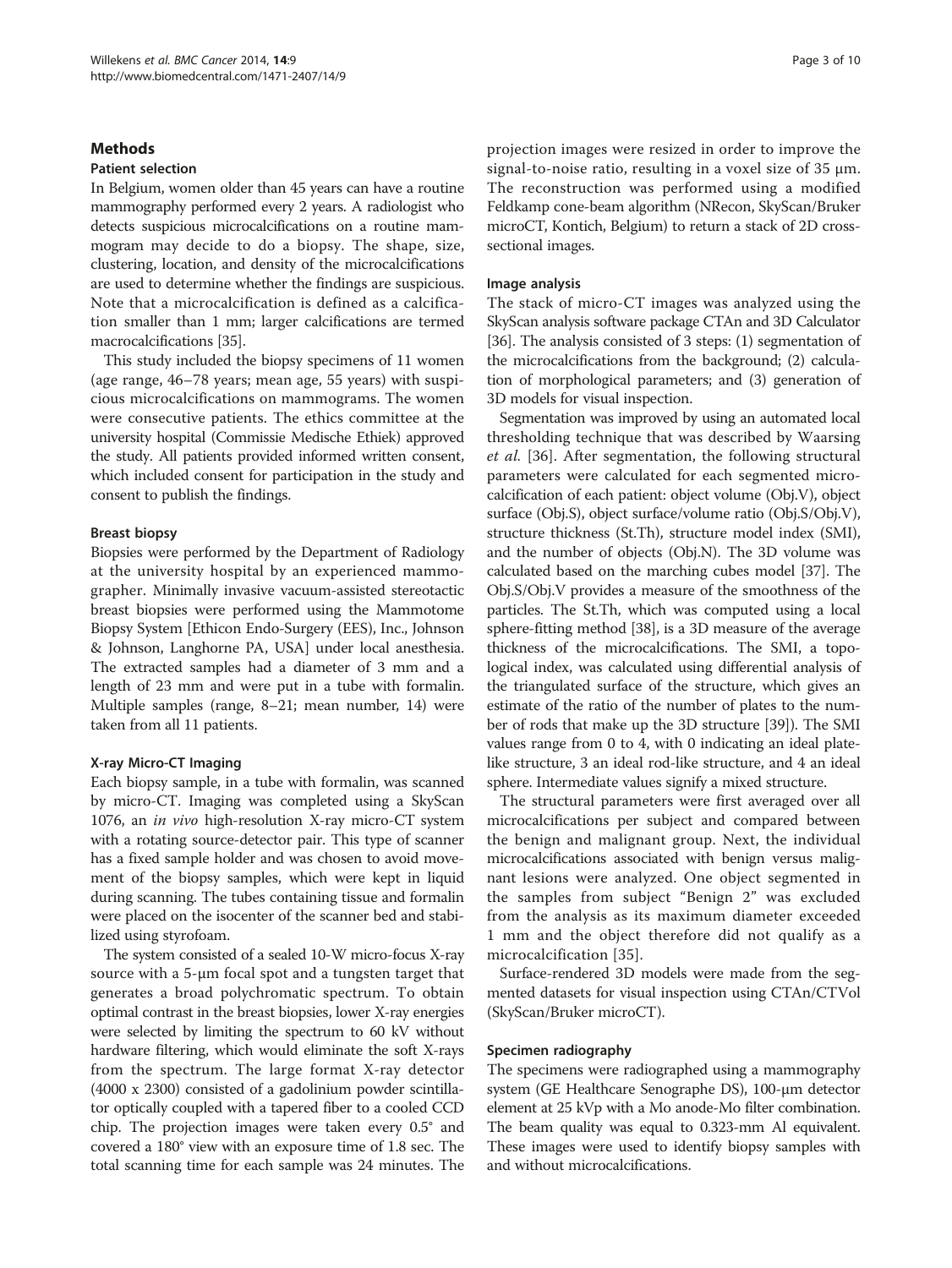## Methods

### Patient selection

In Belgium, women older than 45 years can have a routine mammography performed every 2 years. A radiologist who detects suspicious microcalcifications on a routine mammogram may decide to do a biopsy. The shape, size, clustering, location, and density of the microcalcifications are used to determine whether the findings are suspicious. Note that a microcalcification is defined as a calcification smaller than 1 mm; larger calcifications are termed macrocalcifications [35].

This study included the biopsy specimens of 11 women (age range, 46–78 years; mean age, 55 years) with suspicious microcalcifications on mammograms. The women were consecutive patients. The ethics committee at the university hospital (Commissie Medische Ethiek) approved the study. All patients provided informed written consent, which included consent for participation in the study and consent to publish the findings.

### Breast biopsy

Biopsies were performed by the Department of Radiology at the university hospital by an experienced mammographer. Minimally invasive vacuum-assisted stereotactic breast biopsies were performed using the Mammotome Biopsy System [Ethicon Endo-Surgery (EES), Inc., Johnson & Johnson, Langhorne PA, USA] under local anesthesia. The extracted samples had a diameter of 3 mm and a length of 23 mm and were put in a tube with formalin. Multiple samples (range, 8–21; mean number, 14) were taken from all 11 patients.

### X-ray Micro-CT Imaging

Each biopsy sample, in a tube with formalin, was scanned by micro-CT. Imaging was completed using a SkyScan 1076, an *in vivo* high-resolution X-ray micro-CT system with a rotating source-detector pair. This type of scanner has a fixed sample holder and was chosen to avoid movement of the biopsy samples, which were kept in liquid during scanning. The tubes containing tissue and formalin were placed on the isocenter of the scanner bed and stabilized using styrofoam.

The system consisted of a sealed 10-W micro-focus X-ray source with a 5-μm focal spot and a tungsten target that generates a broad polychromatic spectrum. To obtain optimal contrast in the breast biopsies, lower X-ray energies were selected by limiting the spectrum to 60 kV without hardware filtering, which would eliminate the soft X-rays from the spectrum. The large format X-ray detector (4000 x 2300) consisted of a gadolinium powder scintillator optically coupled with a tapered fiber to a cooled CCD chip. The projection images were taken every 0.5° and covered a 180° view with an exposure time of 1.8 sec. The total scanning time for each sample was 24 minutes. The projection images were resized in order to improve the signal-to-noise ratio, resulting in a voxel size of 35 μm. The reconstruction was performed using a modified Feldkamp cone-beam algorithm (NRecon, SkyScan/Bruker microCT, Kontich, Belgium) to return a stack of 2D cross-sectional images.

### Image analysis

The stack of micro-CT images was analyzed using the SkyScan analysis software package CTAn and 3D Calculator [36]. The analysis consisted of 3 steps: (1) segmentation of the microcalcifications from the background; (2) calculation of morphological parameters; and (3) generation of 3D models for visual inspection.

Segmentation was improved by using an automated local thresholding technique that was described by Waarsing *et al.* [36]. After segmentation, the following structural parameters were calculated for each segmented microcalcification of each patient: object volume (Obj.V), object surface (Obj.S), object surface/volume ratio (Obj.S/Obj.V), structure thickness (St.Th), structure model index (SMI), and the number of objects (Obj.N). The 3D volume was calculated based on the marching cubes model [37]. The Obj.S/Obj.V provides a measure of the smoothness of the particles. The St.Th, which was computed using a local sphere-fitting method [38], is a 3D measure of the average thickness of the microcalcifications. The SMI, a topological index, was calculated using differential analysis of the triangulated surface of the structure, which gives an estimate of the ratio of the number of plates to the number of rods that make up the 3D structure [39]). The SMI values range from 0 to 4, with 0 indicating an ideal plate-like structure, 3 an ideal rod-like structure, and 4 an ideal sphere. Intermediate values signify a mixed structure.

The structural parameters were first averaged over all microcalcifications per subject and compared between the benign and malignant group. Next, the individual microcalcifications associated with benign versus malignant lesions were analyzed. One object segmented in the samples from subject "Benign 2" was excluded from the analysis as its maximum diameter exceeded 1 mm and the object therefore did not qualify as a microcalcification [35].

Surface-rendered 3D models were made from the segmented datasets for visual inspection using CTAn/CTVol (SkyScan/Bruker microCT).

### Specimen radiography

The specimens were radiographed using a mammography system (GE Healthcare Senographe DS), 100-μm detector element at 25 kVp with a Mo anode-Mo filter combination. The beam quality was equal to 0.323-mm Al equivalent. These images were used to identify biopsy samples with and without microcalcifications.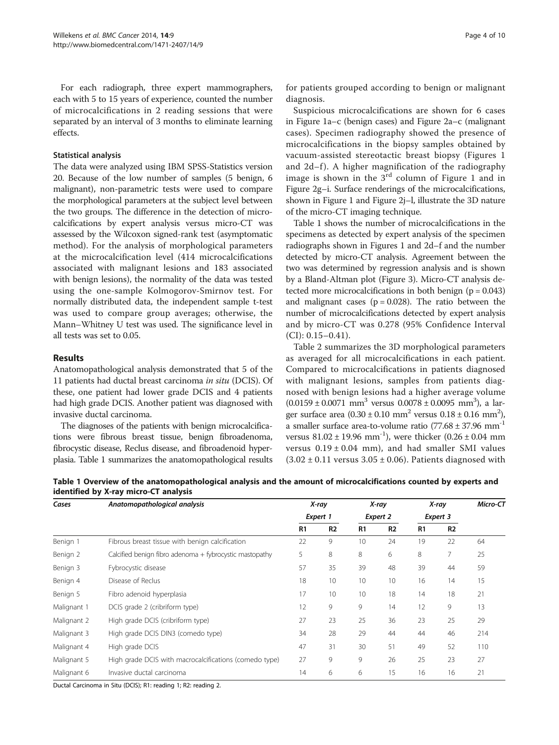For each radiograph, three expert mammographers, each with 5 to 15 years of experience, counted the number of microcalcifications in 2 reading sessions that were separated by an interval of 3 months to eliminate learning effects.

### Statistical analysis

The data were analyzed using IBM SPSS-Statistics version 20. Because of the low number of samples (5 benign, 6 malignant), non-parametric tests were used to compare the morphological parameters at the subject level between the two groups. The difference in the detection of microcalcifications by expert analysis versus micro-CT was assessed by the Wilcoxon signed-rank test (asymptomatic method). For the analysis of morphological parameters at the microcalcification level (414 microcalcifications associated with malignant lesions and 183 associated with benign lesions), the normality of the data was tested using the one-sample Kolmogorov-Smirnov test. For normally distributed data, the independent sample t-test was used to compare group averages; otherwise, the Mann–Whitney U test was used. The significance level in all tests was set to 0.05.

## Results

Anatomopathological analysis demonstrated that 5 of the 11 patients had ductal breast carcinoma *in situ* (DCIS). Of these, one patient had lower grade DCIS and 4 patients had high grade DCIS. Another patient was diagnosed with invasive ductal carcinoma.

The diagnoses of the patients with benign microcalcifications were fibrous breast tissue, benign fibroadenoma, fibrocystic disease, Reclus disease, and fibroadenoid hyperplasia. Table 1 summarizes the anatomopathological results for patients grouped according to benign or malignant diagnosis.

Suspicious microcalcifications are shown for 6 cases in Figure 1a–c (benign cases) and Figure 2a–c (malignant cases). Specimen radiography showed the presence of microcalcifications in the biopsy samples obtained by vacuum-assisted stereotactic breast biopsy (Figures 1 and 2d–f). A higher magnification of the radiography image is shown in the 3rd column of Figure 1 and in Figure 2g–i. Surface renderings of the microcalcifications, shown in Figure 1 and Figure 2j–l, illustrate the 3D nature of the micro-CT imaging technique.

Table 1 shows the number of microcalcifications in the specimens as detected by expert analysis of the specimen radiographs shown in Figures 1 and 2d–f and the number detected by micro-CT analysis. Agreement between the two was determined by regression analysis and is shown by a Bland-Altman plot (Figure 3). Micro-CT analysis detected more microcalcifications in both benign ($p = 0.043$) and malignant cases ($p = 0.028$). The ratio between the number of microcalcifications detected by expert analysis and by micro-CT was 0.278 (95% Confidence Interval (CI): 0.15–0.41).

Table 2 summarizes the 3D morphological parameters as averaged for all microcalcifications in each patient. Compared to microcalcifications in patients diagnosed with malignant lesions, samples from patients diagnosed with benign lesions had a higher average volume ($0.0159 \pm 0.0071$ mm$^3$ versus $0.0078 \pm 0.0095$ mm$^3$), a larger surface area ($0.30 \pm 0.10$ mm$^2$ versus $0.18 \pm 0.16$ mm$^2$), a smaller surface area-to-volume ratio ($77.68 \pm 37.96$ mm$^{-1}$ versus $81.02 \pm 19.96$ mm$^{-1}$), were thicker ($0.26 \pm 0.04$ mm versus $0.19 \pm 0.04$ mm), and had smaller SMI values ($3.02 \pm 0.11$ versus $3.05 \pm 0.06$). Patients diagnosed with

**Table 1 Overview of the anatomopathological analysis and the amount of microcalcifications counted by experts and identified by X-ray micro-CT analysis**

| Cases | Anatomopathological analysis | *X-ray Expert 1* | | *X-ray Expert 2* | | *X-ray Expert 3* | | *Micro-CT* |
|---|---|---|---|---|---|---|---|---|
| | | R1 | R2 | R1 | R2 | R1 | R2 | |
| Benign 1 | Fibrous breast tissue with benign calcification | 22 | 9 | 10 | 24 | 19 | 22 | 64 |
| Benign 2 | Calcified benign fibro adenoma + fybrocystic mastopathy | 5 | 8 | 8 | 6 | 8 | 7 | 25 |
| Benign 3 | Fybrocystic disease | 57 | 35 | 39 | 48 | 39 | 44 | 59 |
| Benign 4 | Disease of Reclus | 18 | 10 | 10 | 10 | 16 | 14 | 15 |
| Benign 5 | Fibro adenoid hyperplasia | 17 | 10 | 10 | 18 | 14 | 18 | 21 |
| Malignant 1 | DCIS grade 2 (cribriform type) | 12 | 9 | 9 | 14 | 12 | 9 | 13 |
| Malignant 2 | High grade DCIS (cribriform type) | 27 | 23 | 25 | 36 | 23 | 25 | 29 |
| Malignant 3 | High grade DCIS DIN3 (comedo type) | 34 | 28 | 29 | 44 | 44 | 46 | 214 |
| Malignant 4 | High grade DCIS | 47 | 31 | 30 | 51 | 49 | 52 | 110 |
| Malignant 5 | High grade DCIS with macrocalcifications (comedo type) | 27 | 9 | 9 | 26 | 25 | 23 | 27 |
| Malignant 6 | Invasive ductal carcinoma | 14 | 6 | 6 | 15 | 16 | 16 | 21 |

Ductal Carcinoma in Situ (DCIS); R1: reading 1; R2: reading 2.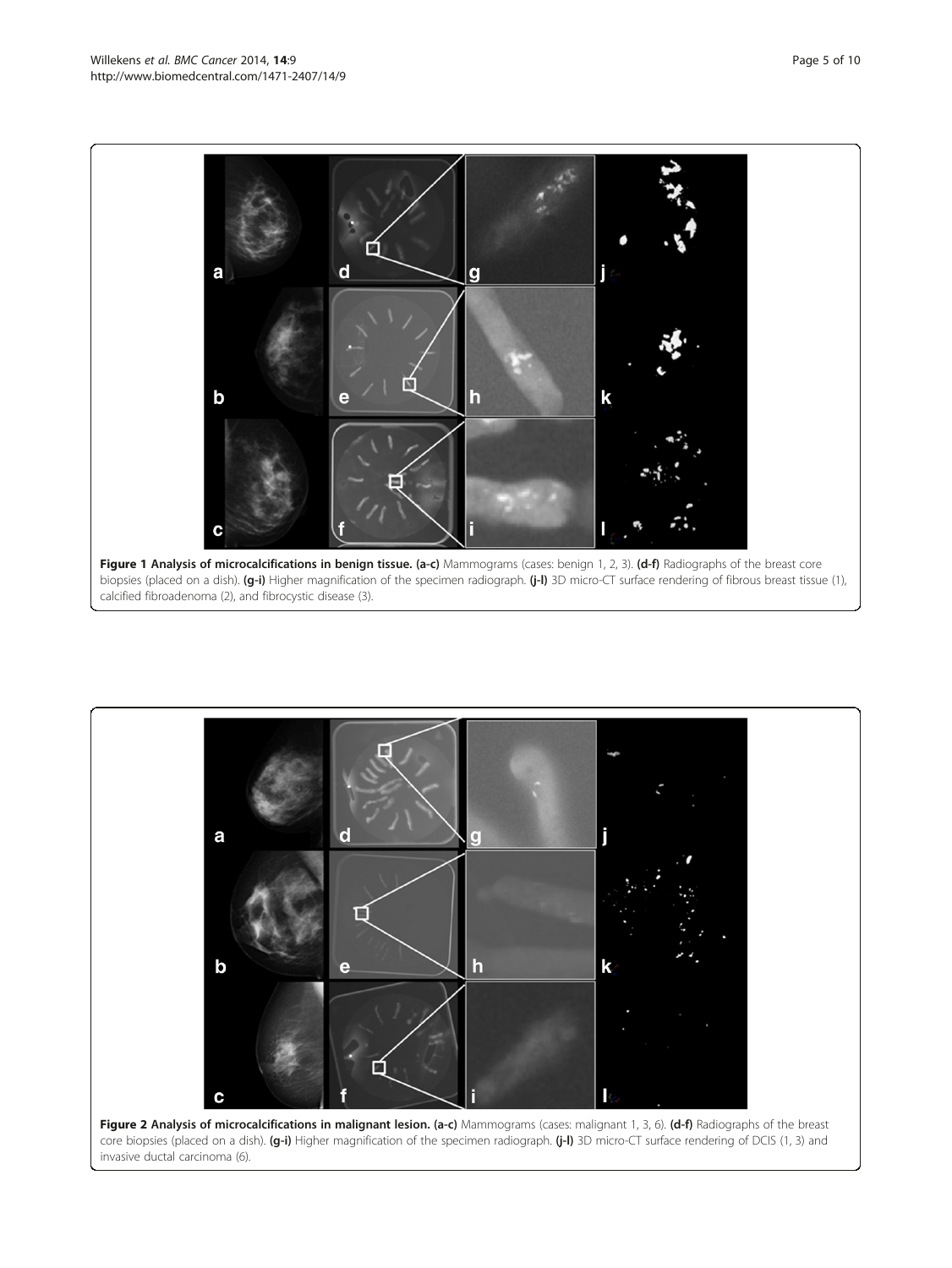**Figure 1 Analysis of microcalcifications in benign tissue. (a-c)** Mammograms (cases: benign 1, 2, 3). **(d-f)** Radiographs of the breast core biopsies (placed on a dish). **(g-i)** Higher magnification of the specimen radiograph. **(j-l)** 3D micro-CT surface rendering of fibrous breast tissue (1), calcified fibroadenoma (2), and fibrocystic disease (3).

**Figure 2 Analysis of microcalcifications in malignant lesion. (a-c)** Mammograms (cases: malignant 1, 3, 6). **(d-f)** Radiographs of the breast core biopsies (placed on a dish). **(g-i)** Higher magnification of the specimen radiograph. **(j-l)** 3D micro-CT surface rendering of DCIS (1, 3) and invasive ductal carcinoma (6).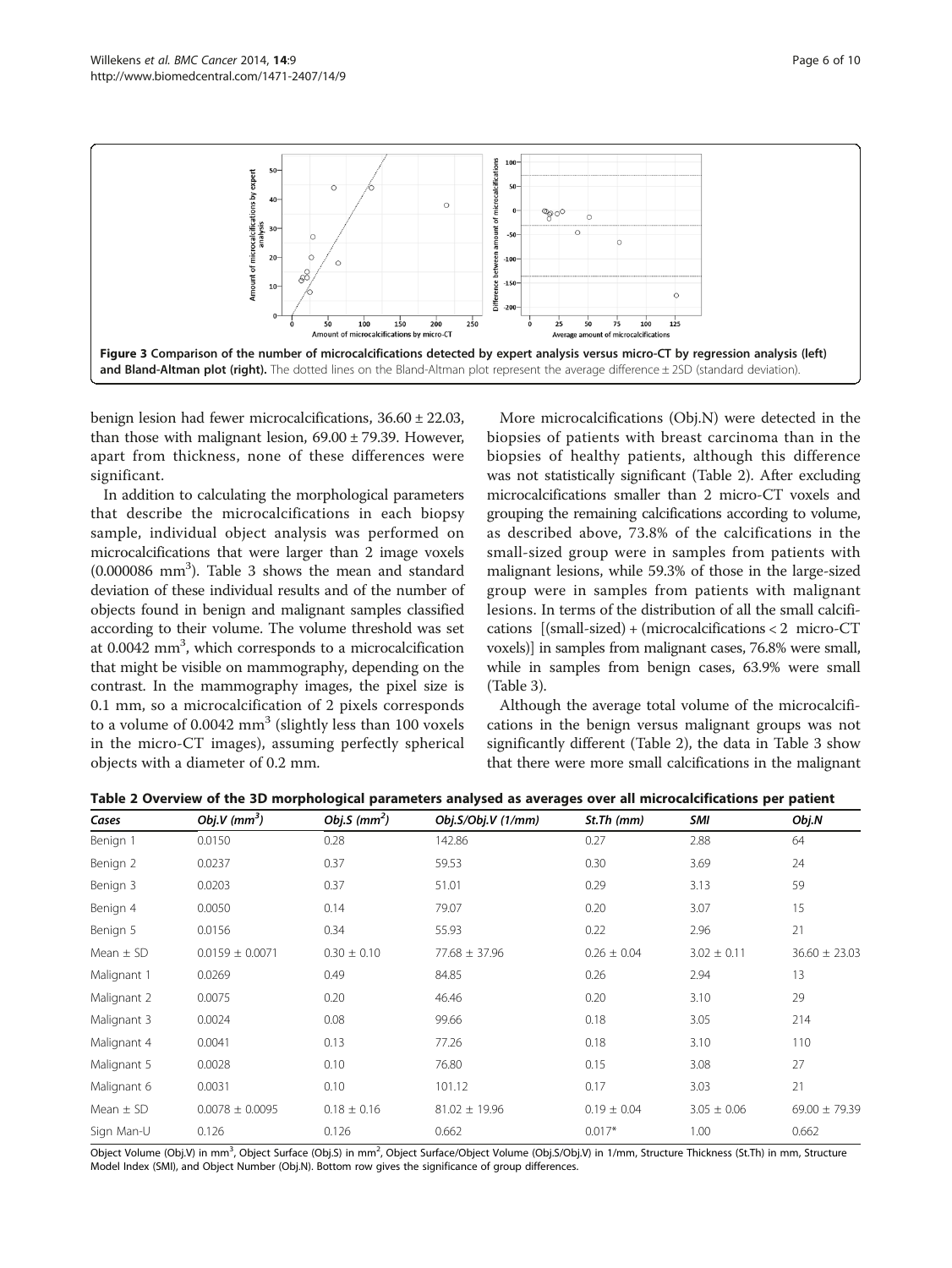**Figure 3 Comparison of the number of microcalcifications detected by expert analysis versus micro-CT by regression analysis (left) and Bland-Altman plot (right).** The dotted lines on the Bland-Altman plot represent the average difference ± 2SD (standard deviation).

benign lesion had fewer microcalcifications, 36.60 ± 22.03, than those with malignant lesion, 69.00 ± 79.39. However, apart from thickness, none of these differences were significant.

In addition to calculating the morphological parameters that describe the microcalcifications in each biopsy sample, individual object analysis was performed on microcalcifications that were larger than 2 image voxels (0.000086 $mm^3$). Table 3 shows the mean and standard deviation of these individual results and of the number of objects found in benign and malignant samples classified according to their volume. The volume threshold was set at 0.0042 $mm^3$, which corresponds to a microcalcification that might be visible on mammography, depending on the contrast. In the mammography images, the pixel size is 0.1 mm, so a microcalcification of 2 pixels corresponds to a volume of 0.0042 $mm^3$ (slightly less than 100 voxels in the micro-CT images), assuming perfectly spherical objects with a diameter of 0.2 mm.

More microcalcifications (Obj.N) were detected in the biopsies of patients with breast carcinoma than in the biopsies of healthy patients, although this difference was not statistically significant (Table 2). After excluding microcalcifications smaller than 2 micro-CT voxels and grouping the remaining calcifications according to volume, as described above, 73.8% of the calcifications in the small-sized group were in samples from patients with malignant lesions, while 59.3% of those in the large-sized group were in samples from patients with malignant lesions. In terms of the distribution of all the small calcifications [(small-sized) + (microcalcifications < 2 micro-CT voxels)] in samples from malignant cases, 76.8% were small, while in samples from benign cases, 63.9% were small (Table 3).

Although the average total volume of the microcalcifications in the benign versus malignant groups was not significantly different (Table 2), the data in Table 3 show that there were more small calcifications in the malignant

**Table 2 Overview of the 3D morphological parameters analysed as averages over all microcalcifications per patient**

| *Cases* | *Obj.V ($mm^3$)* | *Obj.S ($mm^2$)* | *Obj.S/Obj.V (1/mm)* | *St.Th (mm)* | *SMI* | *Obj.N* |
|---|---|---|---|---|---|---|
| Benign 1 | 0.0150 | 0.28 | 142.86 | 0.27 | 2.88 | 64 |
| Benign 2 | 0.0237 | 0.37 | 59.53 | 0.30 | 3.69 | 24 |
| Benign 3 | 0.0203 | 0.37 | 51.01 | 0.29 | 3.13 | 59 |
| Benign 4 | 0.0050 | 0.14 | 79.07 | 0.20 | 3.07 | 15 |
| Benign 5 | 0.0156 | 0.34 | 55.93 | 0.22 | 2.96 | 21 |
| Mean ± SD | 0.0159 ± 0.0071 | 0.30 ± 0.10 | 77.68 ± 37.96 | 0.26 ± 0.04 | 3.02 ± 0.11 | 36.60 ± 23.03 |
| Malignant 1 | 0.0269 | 0.49 | 84.85 | 0.26 | 2.94 | 13 |
| Malignant 2 | 0.0075 | 0.20 | 46.46 | 0.20 | 3.10 | 29 |
| Malignant 3 | 0.0024 | 0.08 | 99.66 | 0.18 | 3.05 | 214 |
| Malignant 4 | 0.0041 | 0.13 | 77.26 | 0.18 | 3.10 | 110 |
| Malignant 5 | 0.0028 | 0.10 | 76.80 | 0.15 | 3.08 | 27 |
| Malignant 6 | 0.0031 | 0.10 | 101.12 | 0.17 | 3.03 | 21 |
| Mean ± SD | 0.0078 ± 0.0095 | 0.18 ± 0.16 | 81.02 ± 19.96 | 0.19 ± 0.04 | 3.05 ± 0.06 | 69.00 ± 79.39 |
| Sign Man-U | 0.126 | 0.126 | 0.662 | 0.017* | 1.00 | 0.662 |

Object Volume (Obj.V) in $mm^3$, Object Surface (Obj.S) in $mm^2$, Object Surface/Object Volume (Obj.S/Obj.V) in 1/mm, Structure Thickness (St.Th) in mm, Structure Model Index (SMI), and Object Number (Obj.N). Bottom row gives the significance of group differences.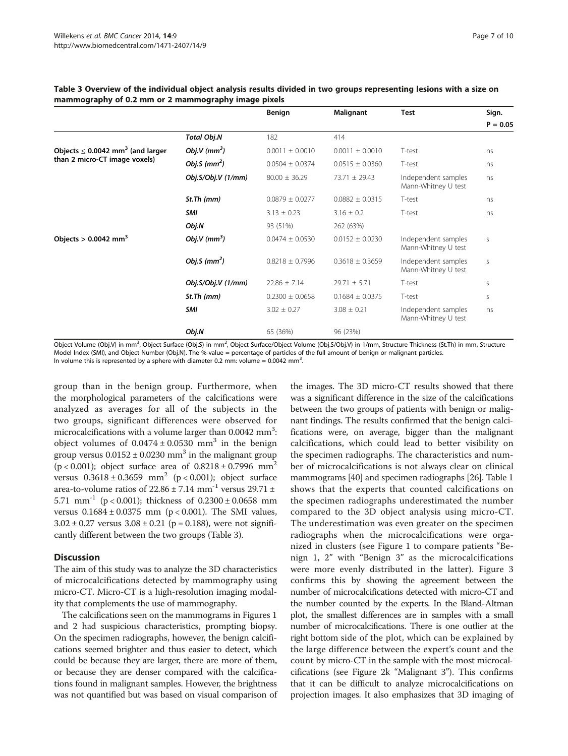**Table 3 Overview of the individual object analysis results divided in two groups representing lesions with a size on mammography of 0.2 mm or 2 mammography image pixels**

| | | Benign | Malignant | Test | Sign. $P = 0.05$ |
|---|---|---|---|---|---|
| | ***Total Obj.N*** | 182 | 414 | | |
| **Objects ≤ 0.0042 mm$^3$ (and larger than 2 micro-CT image voxels)** | ***Obj.V (mm$^3$)*** | 0.0011 ± 0.0010 | 0.0011 ± 0.0010 | T-test | ns |
| | ***Obj.S (mm$^2$)*** | 0.0504 ± 0.0374 | 0.0515 ± 0.0360 | T-test | ns |
| | ***Obj.S/Obj.V (1/mm)*** | 80.00 ± 36.29 | 73.71 ± 29.43 | Independent samples Mann-Whitney U test | ns |
| | ***St.Th (mm)*** | 0.0879 ± 0.0277 | 0.0882 ± 0.0315 | T-test | ns |
| | ***SMI*** | 3.13 ± 0.23 | 3.16 ± 0.2 | T-test | ns |
| | ***Obj.N*** | 93 (51%) | 262 (63%) | | |
| **Objects > 0.0042 mm$^3$** | ***Obj.V (mm$^3$)*** | 0.0474 ± 0.0530 | 0.0152 ± 0.0230 | Independent samples Mann-Whitney U test | s |
| | ***Obj.S (mm$^2$)*** | 0.8218 ± 0.7996 | 0.3618 ± 0.3659 | Independent samples Mann-Whitney U test | s |
| | ***Obj.S/Obj.V (1/mm)*** | 22.86 ± 7.14 | 29.71 ± 5.71 | T-test | s |
| | ***St.Th (mm)*** | 0.2300 ± 0.0658 | 0.1684 ± 0.0375 | T-test | s |
| | ***SMI*** | 3.02 ± 0.27 | 3.08 ± 0.21 | Independent samples Mann-Whitney U test | ns |
| | ***Obj.N*** | 65 (36%) | 96 (23%) | | |

Object Volume (Obj.V) in mm$^3$, Object Surface (Obj.S) in mm$^2$, Object Surface/Object Volume (Obj.S/Obj.V) in 1/mm, Structure Thickness (St.Th) in mm, Structure Model Index (SMI), and Object Number (Obj.N). The %-value = percentage of particles of the full amount of benign or malignant particles.
In volume this is represented by a sphere with diameter 0.2 mm: volume = 0.0042 mm$^3$.

group than in the benign group. Furthermore, when the morphological parameters of the calcifications were analyzed as averages for all of the subjects in the two groups, significant differences were observed for microcalcifications with a volume larger than 0.0042 mm$^3$: object volumes of 0.0474 ± 0.0530 mm$^3$ in the benign group versus 0.0152 ± 0.0230 mm$^3$ in the malignant group ($p < 0.001$); object surface area of 0.8218 ± 0.7996 mm$^2$ versus 0.3618 ± 0.3659 mm$^2$ ($p < 0.001$); object surface area-to-volume ratios of 22.86 ± 7.14 mm$^{-1}$ versus 29.71 ± 5.71 mm$^{-1}$ ($p < 0.001$); thickness of 0.2300 ± 0.0658 mm versus 0.1684 ± 0.0375 mm ($p < 0.001$). The SMI values, 3.02 ± 0.27 versus 3.08 ± 0.21 ($p = 0.188$), were not significantly different between the two groups (Table 3).

## Discussion

The aim of this study was to analyze the 3D characteristics of microcalcifications detected by mammography using micro-CT. Micro-CT is a high-resolution imaging modality that complements the use of mammography.

The calcifications seen on the mammograms in Figures 1 and 2 had suspicious characteristics, prompting biopsy. On the specimen radiographs, however, the benign calcifications seemed brighter and thus easier to detect, which could be because they are larger, there are more of them, or because they are denser compared with the calcifications found in malignant samples. However, the brightness was not quantified but was based on visual comparison of the images. The 3D micro-CT results showed that there was a significant difference in the size of the calcifications between the two groups of patients with benign or malignant findings. The results confirmed that the benign calcifications were, on average, bigger than the malignant calcifications, which could lead to better visibility on the specimen radiographs. The characteristics and number of microcalcifications is not always clear on clinical mammograms [40] and specimen radiographs [26]. Table 1 shows that the experts that counted calcifications on the specimen radiographs underestimated the number compared to the 3D object analysis using micro-CT. The underestimation was even greater on the specimen radiographs when the microcalcifications were organized in clusters (see Figure 1 to compare patients "Benign 1, 2" with "Benign 3" as the microcalcifications were more evenly distributed in the latter). Figure 3 confirms this by showing the agreement between the number of microcalcifications detected with micro-CT and the number counted by the experts. In the Bland-Altman plot, the smallest differences are in samples with a small number of microcalcifications. There is one outlier at the right bottom side of the plot, which can be explained by the large difference between the expert's count and the count by micro-CT in the sample with the most microcalcifications (see Figure 2k "Malignant 3"). This confirms that it can be difficult to analyze microcalcifications on projection images. It also emphasizes that 3D imaging of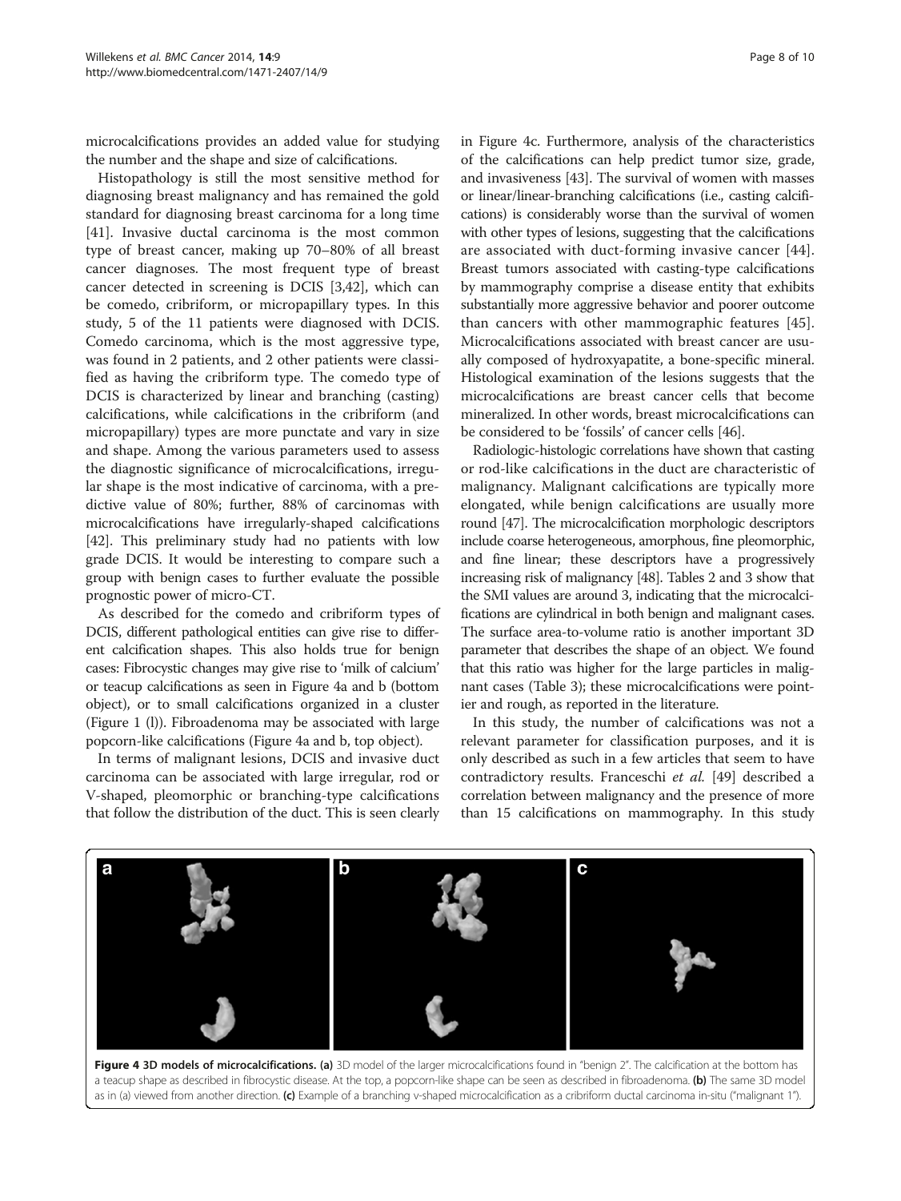microcalcifications provides an added value for studying the number and the shape and size of calcifications.

Histopathology is still the most sensitive method for diagnosing breast malignancy and has remained the gold standard for diagnosing breast carcinoma for a long time [41]. Invasive ductal carcinoma is the most common type of breast cancer, making up 70–80% of all breast cancer diagnoses. The most frequent type of breast cancer detected in screening is DCIS [3,42], which can be comedo, cribriform, or micropapillary types. In this study, 5 of the 11 patients were diagnosed with DCIS. Comedo carcinoma, which is the most aggressive type, was found in 2 patients, and 2 other patients were classified as having the cribriform type. The comedo type of DCIS is characterized by linear and branching (casting) calcifications, while calcifications in the cribriform (and micropapillary) types are more punctate and vary in size and shape. Among the various parameters used to assess the diagnostic significance of microcalcifications, irregular shape is the most indicative of carcinoma, with a predictive value of 80%; further, 88% of carcinomas with microcalcifications have irregularly-shaped calcifications [42]. This preliminary study had no patients with low grade DCIS. It would be interesting to compare such a group with benign cases to further evaluate the possible prognostic power of micro-CT.

As described for the comedo and cribriform types of DCIS, different pathological entities can give rise to different calcification shapes. This also holds true for benign cases: Fibrocystic changes may give rise to 'milk of calcium' or teacup calcifications as seen in Figure 4a and b (bottom object), or to small calcifications organized in a cluster (Figure 1 (l)). Fibroadenoma may be associated with large popcorn-like calcifications (Figure 4a and b, top object).

In terms of malignant lesions, DCIS and invasive duct carcinoma can be associated with large irregular, rod or V-shaped, pleomorphic or branching-type calcifications that follow the distribution of the duct. This is seen clearly in Figure 4c. Furthermore, analysis of the characteristics of the calcifications can help predict tumor size, grade, and invasiveness [43]. The survival of women with masses or linear/linear-branching calcifications (i.e., casting calcifications) is considerably worse than the survival of women with other types of lesions, suggesting that the calcifications are associated with duct-forming invasive cancer [44]. Breast tumors associated with casting-type calcifications by mammography comprise a disease entity that exhibits substantially more aggressive behavior and poorer outcome than cancers with other mammographic features [45]. Microcalcifications associated with breast cancer are usually composed of hydroxyapatite, a bone-specific mineral. Histological examination of the lesions suggests that the microcalcifications are breast cancer cells that become mineralized. In other words, breast microcalcifications can be considered to be 'fossils' of cancer cells [46].

Radiologic-histologic correlations have shown that casting or rod-like calcifications in the duct are characteristic of malignancy. Malignant calcifications are typically more elongated, while benign calcifications are usually more round [47]. The microcalcification morphologic descriptors include coarse heterogeneous, amorphous, fine pleomorphic, and fine linear; these descriptors have a progressively increasing risk of malignancy [48]. Tables 2 and 3 show that the SMI values are around 3, indicating that the microcalcifications are cylindrical in both benign and malignant cases. The surface area-to-volume ratio is another important 3D parameter that describes the shape of an object. We found that this ratio was higher for the large particles in malignant cases (Table 3); these microcalcifications were pointier and rough, as reported in the literature.

In this study, the number of calcifications was not a relevant parameter for classification purposes, and it is only described as such in a few articles that seem to have contradictory results. Franceschi *et al.* [49] described a correlation between malignancy and the presence of more than 15 calcifications on mammography. In this study

**Figure 4 3D models of microcalcifications.** **(a)** 3D model of the larger microcalcifications found in "benign 2". The calcification at the bottom has a teacup shape as described in fibrocystic disease. At the top, a popcorn-like shape can be seen as described in fibroadenoma. **(b)** The same 3D model as in (a) viewed from another direction. **(c)** Example of a branching v-shaped microcalcification as a cribriform ductal carcinoma in-situ ("malignant 1").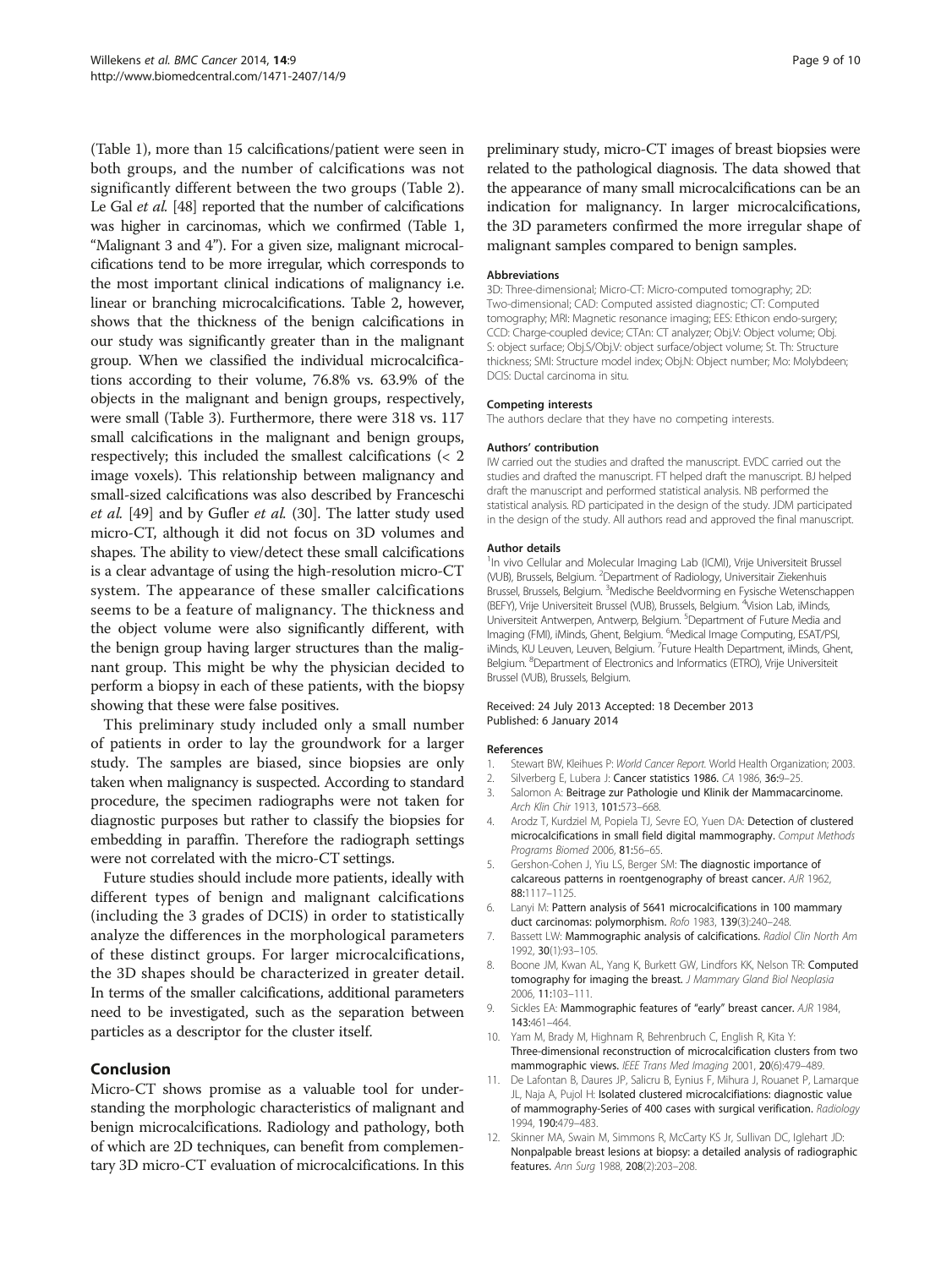(Table 1), more than 15 calcifications/patient were seen in both groups, and the number of calcifications was not significantly different between the two groups (Table 2). Le Gal *et al.* [48] reported that the number of calcifications was higher in carcinomas, which we confirmed (Table 1, "Malignant 3 and 4"). For a given size, malignant microcalcifications tend to be more irregular, which corresponds to the most important clinical indications of malignancy i.e. linear or branching microcalcifications. Table 2, however, shows that the thickness of the benign calcifications in our study was significantly greater than in the malignant group. When we classified the individual microcalcifications according to their volume, 76.8% vs. 63.9% of the objects in the malignant and benign groups, respectively, were small (Table 3). Furthermore, there were 318 vs. 117 small calcifications in the malignant and benign groups, respectively; this included the smallest calcifications (< 2 image voxels). This relationship between malignancy and small-sized calcifications was also described by Franceschi *et al.* [49] and by Gufler *et al.* (30). The latter study used micro-CT, although it did not focus on 3D volumes and shapes. The ability to view/detect these small calcifications is a clear advantage of using the high-resolution micro-CT system. The appearance of these smaller calcifications seems to be a feature of malignancy. The thickness and the object volume were also significantly different, with the benign group having larger structures than the malignant group. This might be why the physician decided to perform a biopsy in each of these patients, with the biopsy showing that these were false positives.

This preliminary study included only a small number of patients in order to lay the groundwork for a larger study. The samples are biased, since biopsies are only taken when malignancy is suspected. According to standard procedure, the specimen radiographs were not taken for diagnostic purposes but rather to classify the biopsies for embedding in paraffin. Therefore the radiograph settings were not correlated with the micro-CT settings.

Future studies should include more patients, ideally with different types of benign and malignant calcifications (including the 3 grades of DCIS) in order to statistically analyze the differences in the morphological parameters of these distinct groups. For larger microcalcifications, the 3D shapes should be characterized in greater detail. In terms of the smaller calcifications, additional parameters need to be investigated, such as the separation between particles as a descriptor for the cluster itself.

## Conclusion

Micro-CT shows promise as a valuable tool for understanding the morphologic characteristics of malignant and benign microcalcifications. Radiology and pathology, both of which are 2D techniques, can benefit from complementary 3D micro-CT evaluation of microcalcifications. In this preliminary study, micro-CT images of breast biopsies were related to the pathological diagnosis. The data showed that the appearance of many small microcalcifications can be an indication for malignancy. In larger microcalcifications, the 3D parameters confirmed the more irregular shape of malignant samples compared to benign samples.

#### Abbreviations

3D: Three-dimensional; Micro-CT: Micro-computed tomography; 2D: Two-dimensional; CAD: Computed assisted diagnostic; CT: Computed tomography; MRI: Magnetic resonance imaging; EES: Ethicon endo-surgery; CCD: Charge-coupled device; CTAn: CT analyzer; Obj.V: Object volume; Obj. S: object surface; Obj.S/Obj.V: object surface/object volume; St. Th: Structure thickness; SMI: Structure model index; Obj.N: Object number; Mo: Molybdeen; DCIS: Ductal carcinoma in situ.

#### Competing interests

The authors declare that they have no competing interests.

#### Authors' contribution

IW carried out the studies and drafted the manuscript. EVDC carried out the studies and drafted the manuscript. FT helped draft the manuscript. BJ helped draft the manuscript and performed statistical analysis. NB performed the statistical analysis. RD participated in the design of the study. JDM participated in the design of the study. All authors read and approved the final manuscript.

#### Author details

[1]In vivo Cellular and Molecular Imaging Lab (ICMI), Vrije Universiteit Brussel (VUB), Brussels, Belgium. [2]Department of Radiology, Universitair Ziekenhuis Brussel, Brussels, Belgium. [3]Medische Beeldvorming en Fysische Wetenschappen (BEFY), Vrije Universiteit Brussel (VUB), Brussels, Belgium. [4]Vision Lab, iMinds, Universiteit Antwerpen, Antwerp, Belgium. [5]Department of Future Media and Imaging (FMI), iMinds, Ghent, Belgium. [6]Medical Image Computing, ESAT/PSI, iMinds, KU Leuven, Leuven, Belgium. [7]Future Health Department, iMinds, Ghent, Belgium. [8]Department of Electronics and Informatics (ETRO), Vrije Universiteit Brussel (VUB), Brussels, Belgium.

Received: 24 July 2013 Accepted: 18 December 2013
Published: 6 January 2014

#### References

1. Stewart BW, Kleihues P: *World Cancer Report*. World Health Organization; 2003.
2. Silverberg E, Lubera J: **Cancer statistics 1986.** *CA* 1986, **36:**9–25.
3. Salomon A: **Beitrage zur Pathologie und Klinik der Mammacarcinome.** *Arch Klin Chir* 1913, **101:**573–668.
4. Arodz T, Kurdziel M, Popiela TJ, Sevre EO, Yuen DA: **Detection of clustered microcalcifications in small field digital mammography.** *Comput Methods Programs Biomed* 2006, **81:**56–65.
5. Gershon-Cohen J, Yiu LS, Berger SM: **The diagnostic importance of calcareous patterns in roentgenography of breast cancer.** *AJR* 1962, **88:**1117–1125.
6. Lanyi M: **Pattern analysis of 5641 microcalcifications in 100 mammary duct carcinomas: polymorphism.** *Rofo* 1983, **139**(3):240–248.
7. Bassett LW: **Mammographic analysis of calcifications.** *Radiol Clin North Am* 1992, **30**(1):93–105.
8. Boone JM, Kwan AL, Yang K, Burkett GW, Lindfors KK, Nelson TR: **Computed tomography for imaging the breast.** *J Mammary Gland Biol Neoplasia* 2006, **11:**103–111.
9. Sickles EA: **Mammographic features of "early" breast cancer.** *AJR* 1984, **143:**461–464.
10. Yam M, Brady M, Highnam R, Behrenbruch C, English R, Kita Y: **Three-dimensional reconstruction of microcalcification clusters from two mammographic views.** *IEEE Trans Med Imaging* 2001, **20**(6):479–489.
11. De Lafontan B, Daures JP, Salicru B, Eynius F, Mihura J, Rouanet P, Lamarque JL, Naja A, Pujol H: **Isolated clustered microcalcifiations: diagnostic value of mammography-Series of 400 cases with surgical verification.** *Radiology* 1994, **190:**479–483.
12. Skinner MA, Swain M, Simmons R, McCarty KS Jr, Sullivan DC, Iglehart JD: **Nonpalpable breast lesions at biopsy: a detailed analysis of radiographic features.** *Ann Surg* 1988, **208**(2):203–208.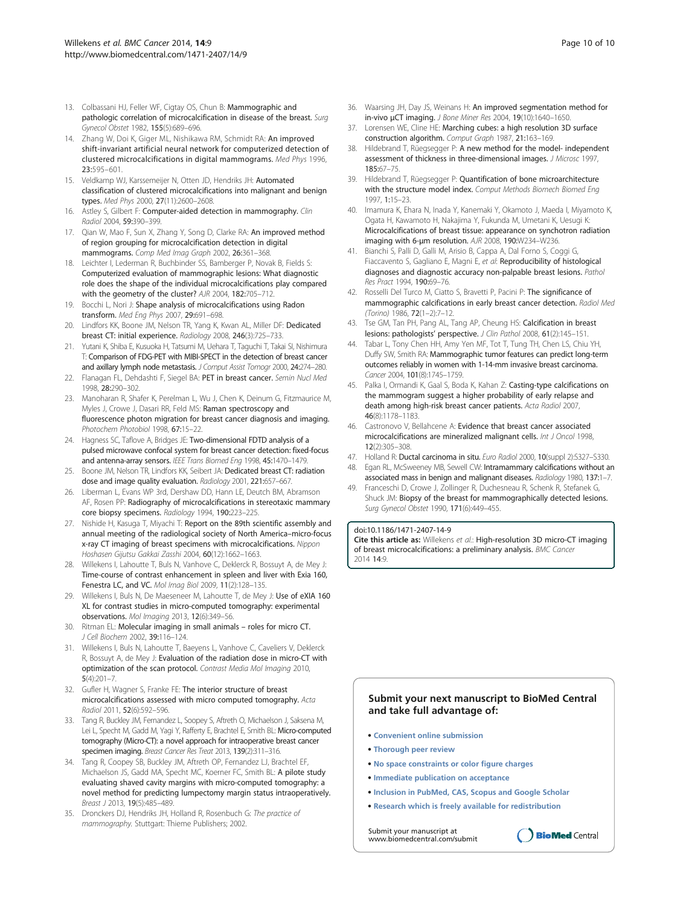13. Colbassani HJ, Feller WF, Cigtay OS, Chun B: **Mammographic and pathologic correlation of microcalcification in disease of the breast.** *Surg Gynecol Obstet* 1982, **155**(5):689–696.
14. Zhang W, Doi K, Giger ML, Nishikawa RM, Schmidt RA: **An improved shift-invariant artificial neural network for computerized detection of clustered microcalcifications in digital mammograms.** *Med Phys* 1996, **23**:595–601.
15. Veldkamp WJ, Karssemeijer N, Otten JD, Hendriks JH: **Automated classification of clustered microcalcifications into malignant and benign types.** *Med Phys* 2000, **27**(11):2600–2608.
16. Astley S, Gilbert F: **Computer-aided detection in mammography.** *Clin Radiol* 2004, **59**:390–399.
17. Qian W, Mao F, Sun X, Zhang Y, Song D, Clarke RA: **An improved method of region grouping for microcalcification detection in digital mammograms.** *Comp Med Imag Graph* 2002, **26**:361–368.
18. Leichter I, Lederman R, Buchbinder SS, Bamberger P, Novak B, Fields S: **Computerized evaluation of mammographic lesions: What diagnostic role does the shape of the individual microcalcifications play compared with the geometry of the cluster?** *AJR* 2004, **182**:705–712.
19. Bocchi L, Nori J: **Shape analysis of microcalcifications using Radon transform.** *Med Eng Phys* 2007, **29**:691–698.
20. Lindfors KK, Boone JM, Nelson TR, Yang K, Kwan AL, Miller DF: **Dedicated breast CT: initial experience.** *Radiology* 2008, **246**(3):725–733.
21. Yutani K, Shiba E, Kusuoka H, Tatsumi M, Uehara T, Taguchi T, Takai SI, Nishimura T: **Comparison of FDG-PET with MIBI-SPECT in the detection of breast cancer and axillary lymph node metastasis.** *J Comput Assist Tomogr* 2000, **24**:274–280.
22. Flanagan FL, Dehdashti F, Siegel BA: **PET in breast cancer.** *Semin Nucl Med* 1998, **28**:290–302.
23. Manoharan R, Shafer K, Perelman L, Wu J, Chen K, Deinum G, Fitzmaurice M, Myles J, Crowe J, Dasari RR, Feld MS: **Raman spectroscopy and fluorescence photon migration for breast cancer diagnosis and imaging.** *Photochem Photobiol* 1998, **67**:15–22.
24. Hagness SC, Taflove A, Bridges JE: **Two-dimensional FDTD analysis of a pulsed microwave confocal system for breast cancer detection: fixed-focus and antenna-array sensors.** *IEEE Trans Biomed Eng* 1998, **45**:1470–1479.
25. Boone JM, Nelson TR, Lindfors KK, Seibert JA: **Dedicated breast CT: radiation dose and image quality evaluation.** *Radiology* 2001, **221**:657–667.
26. Liberman L, Evans WP 3rd, Dershaw DD, Hann LE, Deutch BM, Abramson AF, Rosen PP: **Radiography of microcalcifications in stereotaxic mammary core biopsy specimens.** *Radiology* 1994, **190**:223–225.
27. Nishide H, Kasuga T, Miyachi T: **Report on the 89th scientific assembly and annual meeting of the radiological society of North America–micro-focus x-ray CT imaging of breast specimens with microcalcifications.** *Nippon Hoshasen Gijutsu Gakkai Zasshi* 2004, **60**(12):1662–1663.
28. Willekens I, Lahoutte T, Buls N, Vanhove C, Deklerck R, Bossuyt A, de Mey J: **Time-course of contrast enhancement in spleen and liver with Exia 160, Fenestra LC, and VC.** *Mol Imag Biol* 2009, **11**(2):128–135.
29. Willekens I, Buls N, De Maeseneer M, Lahoutte T, de Mey J: **Use of eXIA 160 XL for contrast studies in micro-computed tomography: experimental observations.** *Mol Imaging* 2013, **12**(6):349–56.
30. Ritman EL: **Molecular imaging in small animals – roles for micro CT.** *J Cell Biochem* 2002, **39**:116–124.
31. Willekens I, Buls N, Lahoutte T, Baeyens L, Vanhove C, Caveliers V, Deklerck R, Bossuyt A, de Mey J: **Evaluation of the radiation dose in micro-CT with optimization of the scan protocol.** *Contrast Media Mol Imaging* 2010, **5**(4):201–7.
32. Gufler H, Wagner S, Franke FE: **The interior structure of breast microcalcifications assessed with micro computed tomography.** *Acta Radiol* 2011, **52**(6):592–596.
33. Tang R, Buckley JM, Fernandez L, Soopey S, Aftreth O, Michaelson J, Saksena M, Lei L, Specht M, Gadd M, Yagi Y, Rafferty E, Brachtel E, Smith BL: **Micro-computed tomography (Micro-CT): a novel approach for intraoperative breast cancer specimen imaging.** *Breast Cancer Res Treat* 2013, **139**(2):311–316.
34. Tang R, Coopey SB, Buckley JM, Aftreth OP, Fernandez LJ, Brachtel EF, Michaelson JS, Gadd MA, Specht MC, Koerner FC, Smith BL: **A pilote study evaluating shaved cavity margins with micro-computed tomography: a novel method for predicting lumpectomy margin status intraoperatively.** *Breast J* 2013, **19**(5):485–489.
35. Dronckers DJ, Hendriks JH, Holland R, Rosenbuch G: *The practice of mammography.* Stuttgart: Thieme Publishers; 2002.
36. Waarsing JH, Day JS, Weinans H: **An improved segmentation method for in-vivo μCT imaging.** *J Bone Miner Res* 2004, **19**(10):1640–1650.
37. Lorensen WE, Cline HE: **Marching cubes: a high resolution 3D surface construction algorithm.** *Comput Graph* 1987, **21**:163–169.
38. Hildebrand T, Rüegsegger P: **A new method for the model- independent assessment of thickness in three-dimensional images.** *J Microsc* 1997, **185**:67–75.
39. Hildebrand T, Rüegsegger P: **Quantification of bone microarchitecture with the structure model index.** *Comput Methods Biomech Biomed Eng* 1997, **1**:15–23.
40. Imamura K, Ehara N, Inada Y, Kanemaki Y, Okamoto J, Maeda I, Miyamoto K, Ogata H, Kawamoto H, Nakajima Y, Fukunda M, Umetani K, Uesugi K: **Microcalcifications of breast tissue: appearance on synchotron radiation imaging with 6-μm resolution.** *AJR* 2008, **190**:W234–W236.
41. Bianchi S, Palli D, Galli M, Arisio B, Cappa A, Dal Forno S, Coggi G, Fiaccavento S, Gagliano E, Magni E, *et al*: **Reproducibility of histological diagnoses and diagnostic accuracy non-palpable breast lesions.** *Pathol Res Pract* 1994, **190**:69–76.
42. Rosselli Del Turco M, Ciatto S, Bravetti P, Pacini P: **The significance of mammographic calcifications in early breast cancer detection.** *Radiol Med (Torino)* 1986, **72**(1–2):7–12.
43. Tse GM, Tan PH, Pang AL, Tang AP, Cheung HS: **Calcification in breast lesions: pathologists' perspective.** *J Clin Pathol* 2008, **61**(2):145–151.
44. Tabar L, Tony Chen HH, Amy Yen MF, Tot T, Tung TH, Chen LS, Chiu YH, Duffy SW, Smith RA: **Mammographic tumor features can predict long-term outcomes reliably in women with 1-14-mm invasive breast carcinoma.** *Cancer* 2004, **101**(8):1745–1759.
45. Palka I, Ormandi K, Gaal S, Boda K, Kahan Z: **Casting-type calcifications on the mammogram suggest a higher probability of early relapse and death among high-risk breast cancer patients.** *Acta Radiol* 2007, **46**(8):1178–1183.
46. Castronovo V, Bellahcene A: **Evidence that breast cancer associated microcalcifications are mineralized malignant cells.** *Int J Oncol* 1998, **12**(2):305–308.
47. Holland R: **Ductal carcinoma in situ.** *Euro Radiol* 2000, **10**(suppl 2):S327–S330.
48. Egan RL, McSweeney MB, Sewell CW: **Intramammary calcifications without an associated mass in benign and malignant diseases.** *Radiology* 1980, **137**:1–7.
49. Franceschi D, Crowe J, Zollinger R, Duchesneau R, Schenk R, Stefanek G, Shuck JM: **Biopsy of the breast for mammographically detected lesions.** *Surg Gynecol Obstet* 1990, **171**(6):449–455.

doi:10.1186/1471-2407-14-9
**Cite this article as:** Willekens *et al.*: High-resolution 3D micro-CT imaging of breast microcalcifications: a preliminary analysis. *BMC Cancer* 2014 **14**:9.

**Submit your next manuscript to BioMed Central and take full advantage of:**

- **Convenient online submission**
- **Thorough peer review**
- **No space constraints or color figure charges**
- **Immediate publication on acceptance**
- **Inclusion in PubMed, CAS, Scopus and Google Scholar**
- **Research which is freely available for redistribution**

Submit your manuscript at
www.biomedcentral.com/submit

BioMed Central